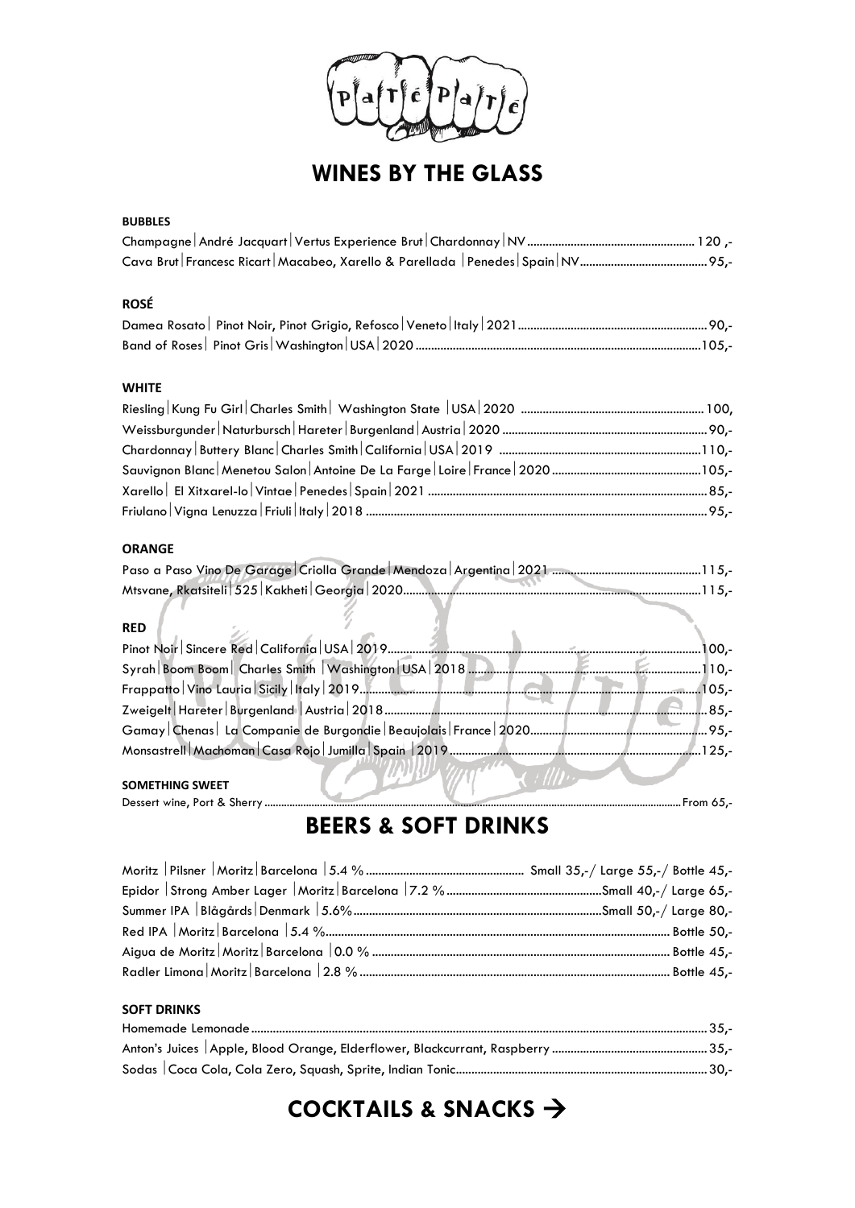# WINES BY THE GLASS

### BUBBLES

Champagne | André Jacquart | Vertus Experience Brut | Chardonnay | NV ........ 120 ,-
Cava Brut | Francesc Ricart | Macabeo, Xarello & Parellada | Penedes | Spain | NV ........ 95,-

### ROSÉ

Damea Rosato | Pinot Noir, Pinot Grigio, Refosco | Veneto | Italy | 2021 ........ 90,-
Band of Roses | Pinot Gris | Washington | USA | 2020 ........ 105,-

### WHITE

Riesling | Kung Fu Girl | Charles Smith | Washington State | USA | 2020 ........ 100,
Weissburgunder | Naturbursch | Hareter | Burgenland | Austria | 2020 ........ 90,-
Chardonnay | Buttery Blanc | Charles Smith | California | USA | 2019 ........ 110,-
Sauvignon Blanc | Menetou Salon | Antoine De La Farge | Loire | France | 2020 ........ 105,-
Xarello | El Xitxarel-lo | Vintae | Penedes | Spain | 2021 ........ 85,-
Friulano | Vigna Lenuzza | Friuli | Italy | 2018 ........ 95,-

### ORANGE

Paso a Paso Vino De Garage | Criolla Grande | Mendoza | Argentina | 2021 ........ 115,-
Mtsvane, Rkatsiteli | 525 | Kakheti | Georgia | 2020 ........ 115,-

### RED

Pinot Noir | Sincere Red | California | USA | 2019 ........ 100,-
Syrah | Boom Boom | Charles Smith | Washington | USA | 2018 ........ 110,-
Frappatto | Vino Lauria | Sicily | Italy | 2019 ........ 105,-
Zweigelt | Hareter | Burgenland | Austria | 2018 ........ 85,-
Gamay | Chenas | La Companie de Burgondie | Beaujolais | France | 2020 ........ 95,-
Monsastrell | Machoman | Casa Rojo | Jumilla | Spain | 2019 ........ 125,-

### SOMETHING SWEET

Dessert wine, Port & Sherry ........ From 65,-

# BEERS & SOFT DRINKS

Moritz | Pilsner | Moritz | Barcelona | 5.4 % ........ Small 35,-/ Large 55,-/ Bottle 45,-
Epidor | Strong Amber Lager | Moritz | Barcelona | 7.2 % ........ Small 40,-/ Large 65,-
Summer IPA | Blågårds | Denmark | 5.6% ........ Small 50,-/ Large 80,-
Red IPA | Moritz | Barcelona | 5.4 % ........ Bottle 50,-
Aigua de Moritz | Moritz | Barcelona | 0.0 % ........ Bottle 45,-
Radler Limona | Moritz | Barcelona | 2.8 % ........ Bottle 45,-

### SOFT DRINKS

Homemade Lemonade ........ 35,-
Anton's Juices | Apple, Blood Orange, Elderflower, Blackcurrant, Raspberry ........ 35,-
Sodas | Coca Cola, Cola Zero, Squash, Sprite, Indian Tonic ........ 30,-

# COCKTAILS & SNACKS →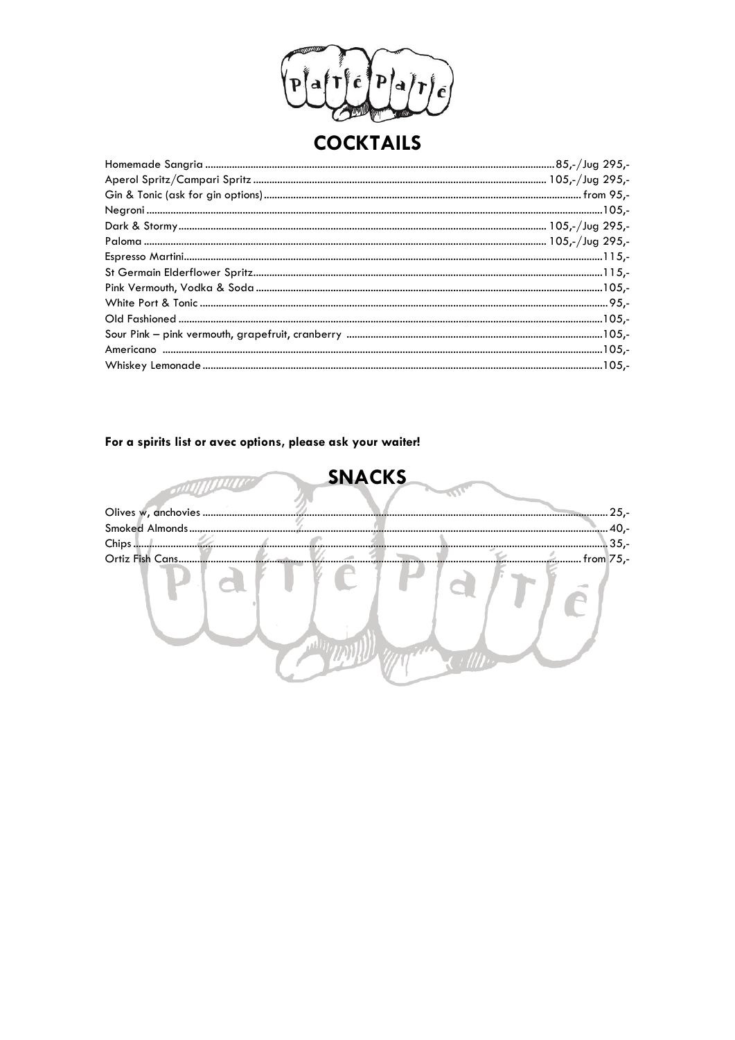Paté Paté

# COCKTAILS

Homemade Sangria ........ 85,-/Jug 295,-
Aperol Spritz/Campari Spritz ........ 105,-/Jug 295,-
Gin & Tonic (ask for gin options) ........ from 95,-
Negroni ........ 105,-
Dark & Stormy ........ 105,-/Jug 295,-
Paloma ........ 105,-/Jug 295,-
Espresso Martini ........ 115,-
St Germain Elderflower Spritz ........ 115,-
Pink Vermouth, Vodka & Soda ........ 105,-
White Port & Tonic ........ 95,-
Old Fashioned ........ 105,-
Sour Pink – pink vermouth, grapefruit, cranberry ........ 105,-
Americano ........ 105,-
Whiskey Lemonade ........ 105,-

**For a spirits list or avec options, please ask your waiter!**

# SNACKS

Olives w, anchovies ........ 25,-
Smoked Almonds ........ 40,-
Chips ........ 35,-
Ortiz Fish Cans ........ from 75,-